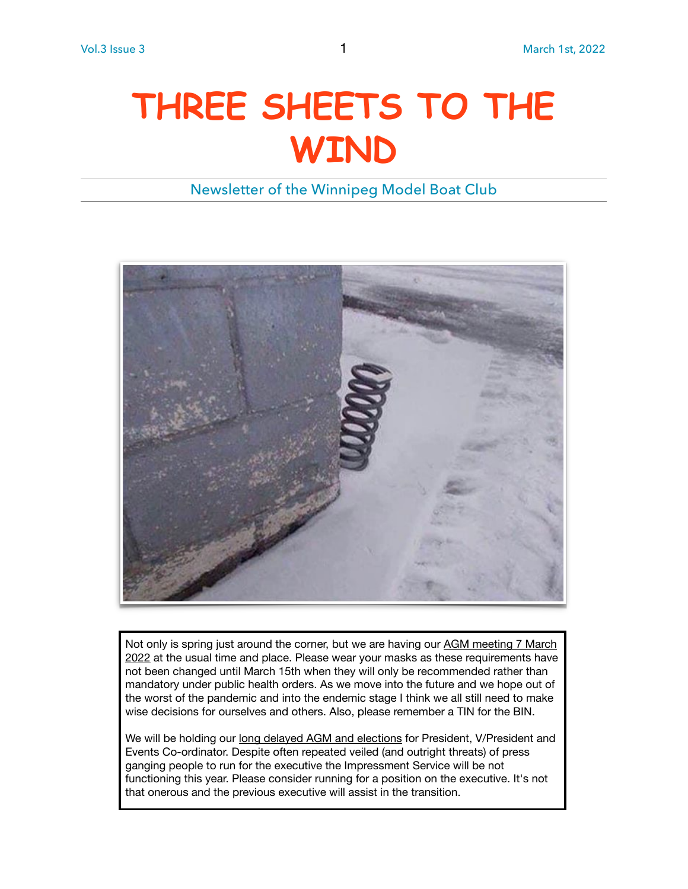# THREE SHEETS TO THE WIND

Newsletter of the Winnipeg Model Boat Club

Not only is spring just around the corner, but we are having our AGM meeting 7 March 2022 at the usual time and place. Please wear your masks as these requirements have not been changed until March 15th when they will only be recommended rather than mandatory under public health orders. As we move into the future and we hope out of the worst of the pandemic and into the endemic stage I think we all still need to make wise decisions for ourselves and others. Also, please remember a TIN for the BIN.

We will be holding our long delayed AGM and elections for President, V/President and Events Co-ordinator. Despite often repeated veiled (and outright threats) of press ganging people to run for the executive the Impressment Service will be not functioning this year. Please consider running for a position on the executive. It's not that onerous and the previous executive will assist in the transition.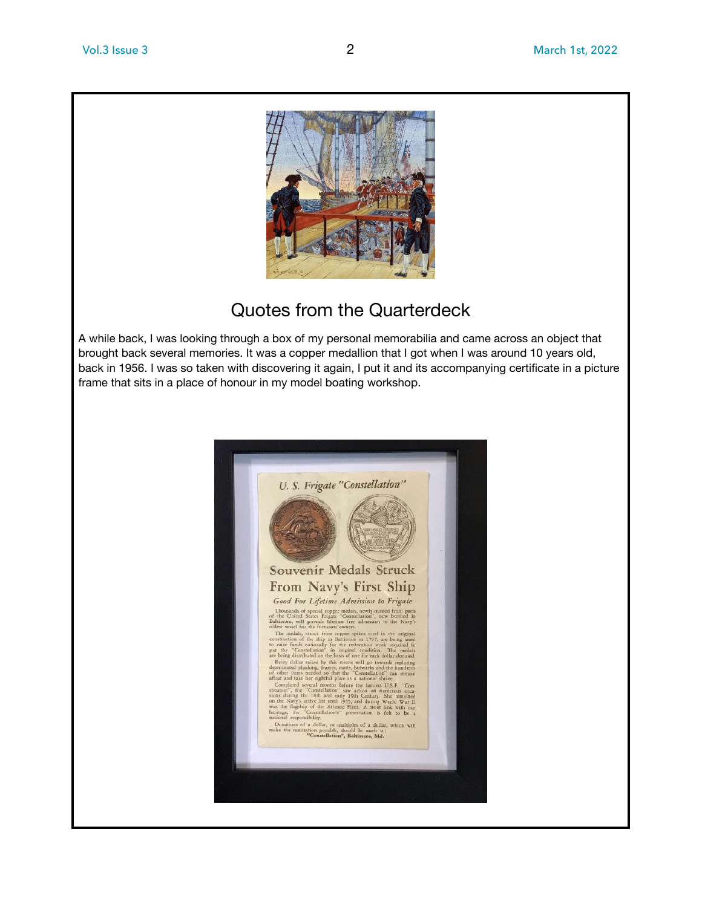## Quotes from the Quarterdeck

A while back, I was looking through a box of my personal memorabilia and came across an object that brought back several memories. It was a copper medallion that I got when I was around 10 years old, back in 1956. I was so taken with discovering it again, I put it and its accompanying certificate in a picture frame that sits in a place of honour in my model boating workshop.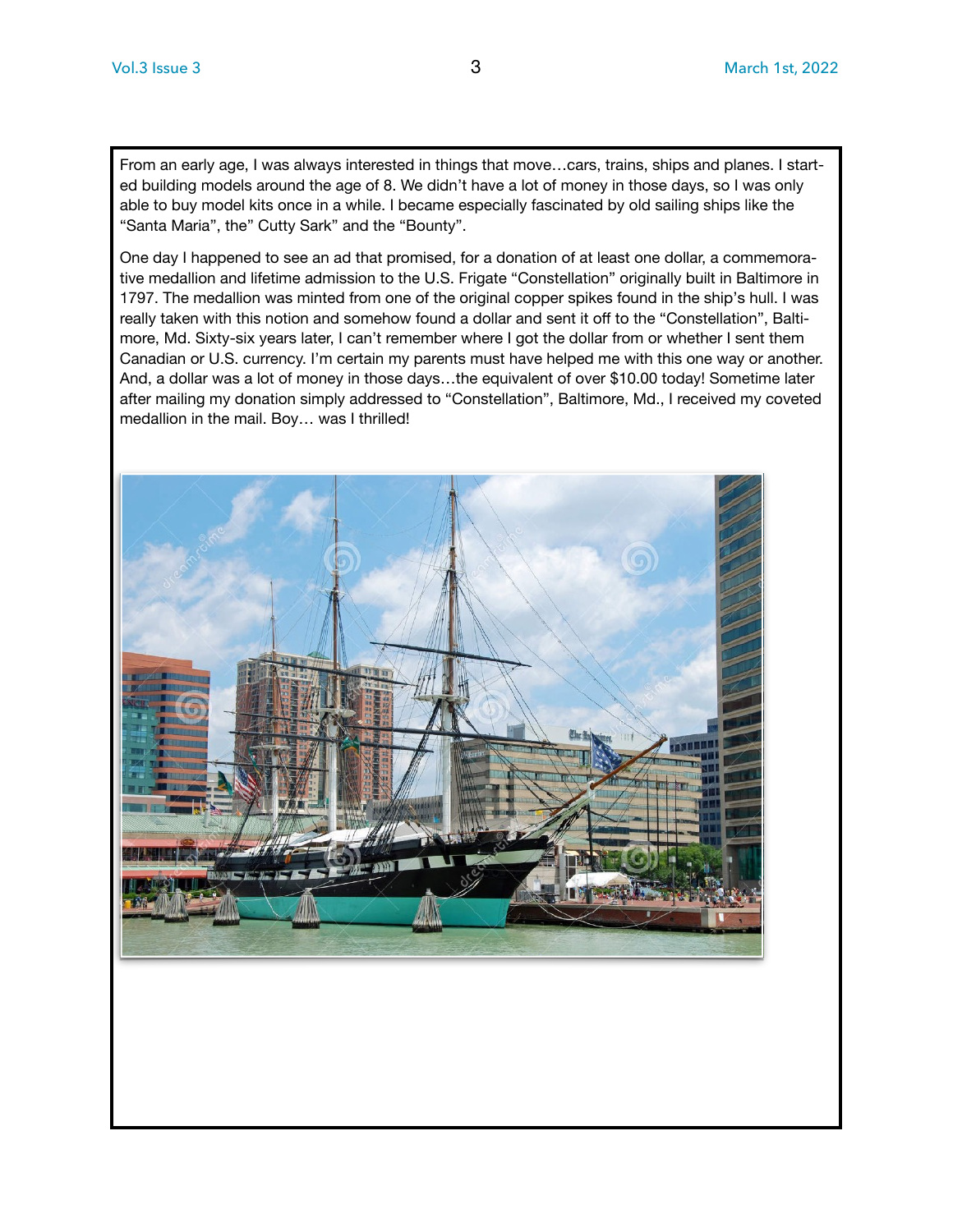From an early age, I was always interested in things that move…cars, trains, ships and planes. I started building models around the age of 8. We didn't have a lot of money in those days, so I was only able to buy model kits once in a while. I became especially fascinated by old sailing ships like the "Santa Maria", the" Cutty Sark" and the "Bounty".

One day I happened to see an ad that promised, for a donation of at least one dollar, a commemorative medallion and lifetime admission to the U.S. Frigate "Constellation" originally built in Baltimore in 1797. The medallion was minted from one of the original copper spikes found in the ship's hull. I was really taken with this notion and somehow found a dollar and sent it off to the "Constellation", Baltimore, Md. Sixty-six years later, I can't remember where I got the dollar from or whether I sent them Canadian or U.S. currency. I'm certain my parents must have helped me with this one way or another. And, a dollar was a lot of money in those days…the equivalent of over $10.00 today! Sometime later after mailing my donation simply addressed to "Constellation", Baltimore, Md., I received my coveted medallion in the mail. Boy… was I thrilled!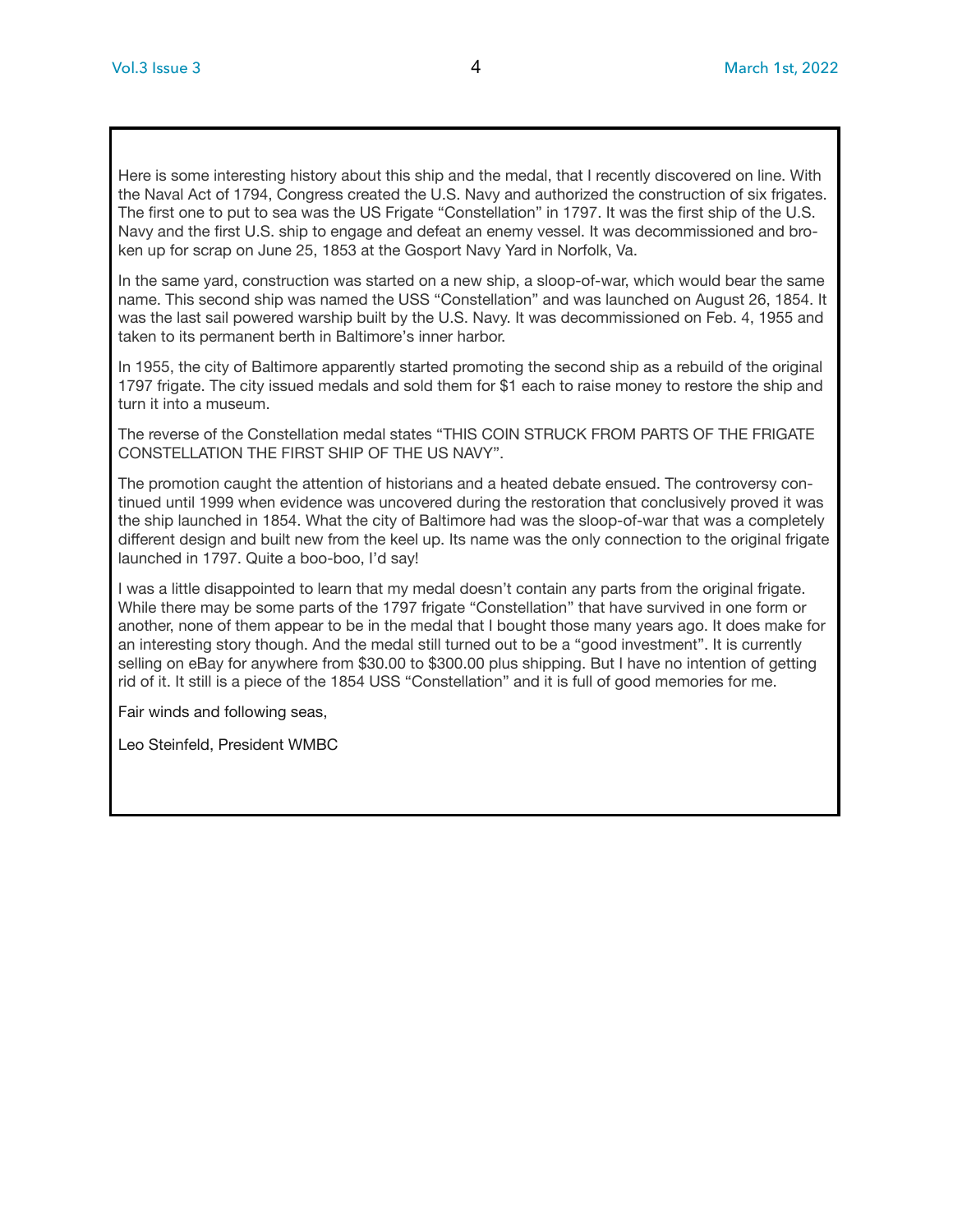Here is some interesting history about this ship and the medal, that I recently discovered on line. With the Naval Act of 1794, Congress created the U.S. Navy and authorized the construction of six frigates. The first one to put to sea was the US Frigate "Constellation" in 1797. It was the first ship of the U.S. Navy and the first U.S. ship to engage and defeat an enemy vessel. It was decommissioned and broken up for scrap on June 25, 1853 at the Gosport Navy Yard in Norfolk, Va.

In the same yard, construction was started on a new ship, a sloop-of-war, which would bear the same name. This second ship was named the USS "Constellation" and was launched on August 26, 1854. It was the last sail powered warship built by the U.S. Navy. It was decommissioned on Feb. 4, 1955 and taken to its permanent berth in Baltimore's inner harbor.

In 1955, the city of Baltimore apparently started promoting the second ship as a rebuild of the original 1797 frigate. The city issued medals and sold them for $1 each to raise money to restore the ship and turn it into a museum.

The reverse of the Constellation medal states "THIS COIN STRUCK FROM PARTS OF THE FRIGATE CONSTELLATION THE FIRST SHIP OF THE US NAVY".

The promotion caught the attention of historians and a heated debate ensued. The controversy continued until 1999 when evidence was uncovered during the restoration that conclusively proved it was the ship launched in 1854. What the city of Baltimore had was the sloop-of-war that was a completely different design and built new from the keel up. Its name was the only connection to the original frigate launched in 1797. Quite a boo-boo, I'd say!

I was a little disappointed to learn that my medal doesn't contain any parts from the original frigate. While there may be some parts of the 1797 frigate "Constellation" that have survived in one form or another, none of them appear to be in the medal that I bought those many years ago. It does make for an interesting story though. And the medal still turned out to be a "good investment". It is currently selling on eBay for anywhere from $30.00 to $300.00 plus shipping. But I have no intention of getting rid of it. It still is a piece of the 1854 USS "Constellation" and it is full of good memories for me.

Fair winds and following seas,

Leo Steinfeld, President WMBC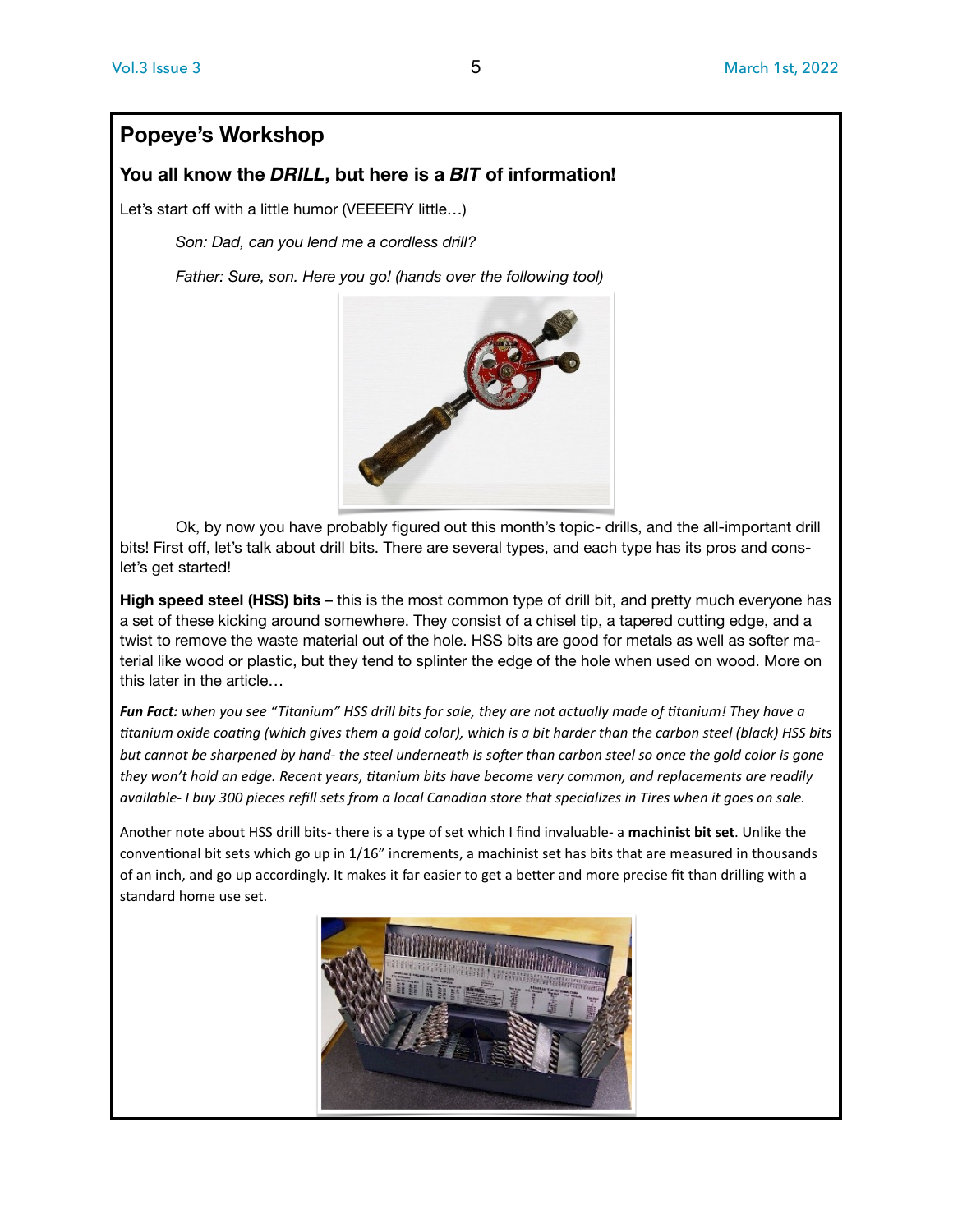## Popeye's Workshop

### You all know the *DRILL*, but here is a *BIT* of information!

Let's start off with a little humor (VEEEERY little…)

*Son: Dad, can you lend me a cordless drill?*

*Father: Sure, son. Here you go! (hands over the following tool)*

Ok, by now you have probably figured out this month's topic- drills, and the all-important drill bits! First off, let's talk about drill bits. There are several types, and each type has its pros and cons- let's get started!

**High speed steel (HSS) bits** – this is the most common type of drill bit, and pretty much everyone has a set of these kicking around somewhere. They consist of a chisel tip, a tapered cutting edge, and a twist to remove the waste material out of the hole. HSS bits are good for metals as well as softer material like wood or plastic, but they tend to splinter the edge of the hole when used on wood. More on this later in the article…

***Fun Fact:*** *when you see "Titanium" HSS drill bits for sale, they are not actually made of titanium! They have a titanium oxide coating (which gives them a gold color), which is a bit harder than the carbon steel (black) HSS bits but cannot be sharpened by hand- the steel underneath is softer than carbon steel so once the gold color is gone they won't hold an edge. Recent years, titanium bits have become very common, and replacements are readily available- I buy 300 pieces refill sets from a local Canadian store that specializes in Tires when it goes on sale.*

Another note about HSS drill bits- there is a type of set which I find invaluable- a **machinist bit set**. Unlike the conventional bit sets which go up in 1/16" increments, a machinist set has bits that are measured in thousands of an inch, and go up accordingly. It makes it far easier to get a better and more precise fit than drilling with a standard home use set.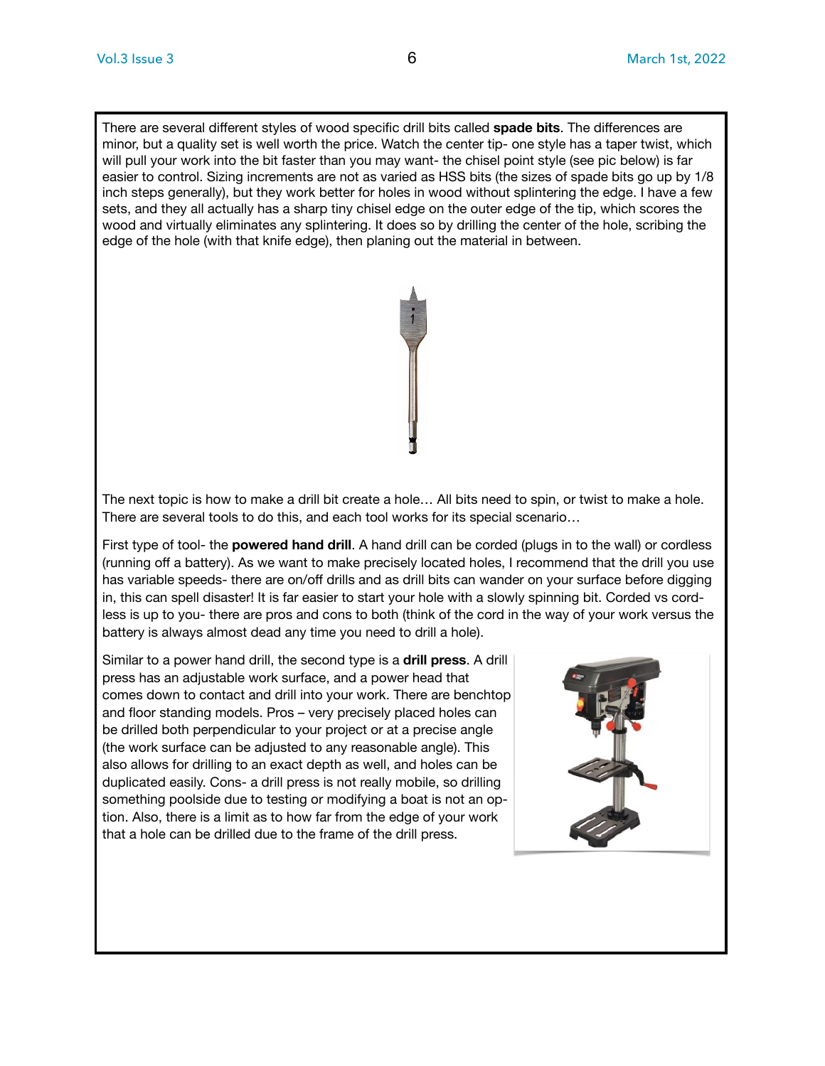There are several different styles of wood specific drill bits called **spade bits**. The differences are minor, but a quality set is well worth the price. Watch the center tip- one style has a taper twist, which will pull your work into the bit faster than you may want- the chisel point style (see pic below) is far easier to control. Sizing increments are not as varied as HSS bits (the sizes of spade bits go up by 1/8 inch steps generally), but they work better for holes in wood without splintering the edge. I have a few sets, and they all actually has a sharp tiny chisel edge on the outer edge of the tip, which scores the wood and virtually eliminates any splintering. It does so by drilling the center of the hole, scribing the edge of the hole (with that knife edge), then planing out the material in between.

The next topic is how to make a drill bit create a hole… All bits need to spin, or twist to make a hole. There are several tools to do this, and each tool works for its special scenario…

First type of tool- the **powered hand drill**. A hand drill can be corded (plugs in to the wall) or cordless (running off a battery). As we want to make precisely located holes, I recommend that the drill you use has variable speeds- there are on/off drills and as drill bits can wander on your surface before digging in, this can spell disaster! It is far easier to start your hole with a slowly spinning bit. Corded vs cordless is up to you- there are pros and cons to both (think of the cord in the way of your work versus the battery is always almost dead any time you need to drill a hole).

Similar to a power hand drill, the second type is a **drill press**. A drill press has an adjustable work surface, and a power head that comes down to contact and drill into your work. There are benchtop and floor standing models. Pros – very precisely placed holes can be drilled both perpendicular to your project or at a precise angle (the work surface can be adjusted to any reasonable angle). This also allows for drilling to an exact depth as well, and holes can be duplicated easily. Cons- a drill press is not really mobile, so drilling something poolside due to testing or modifying a boat is not an option. Also, there is a limit as to how far from the edge of your work that a hole can be drilled due to the frame of the drill press.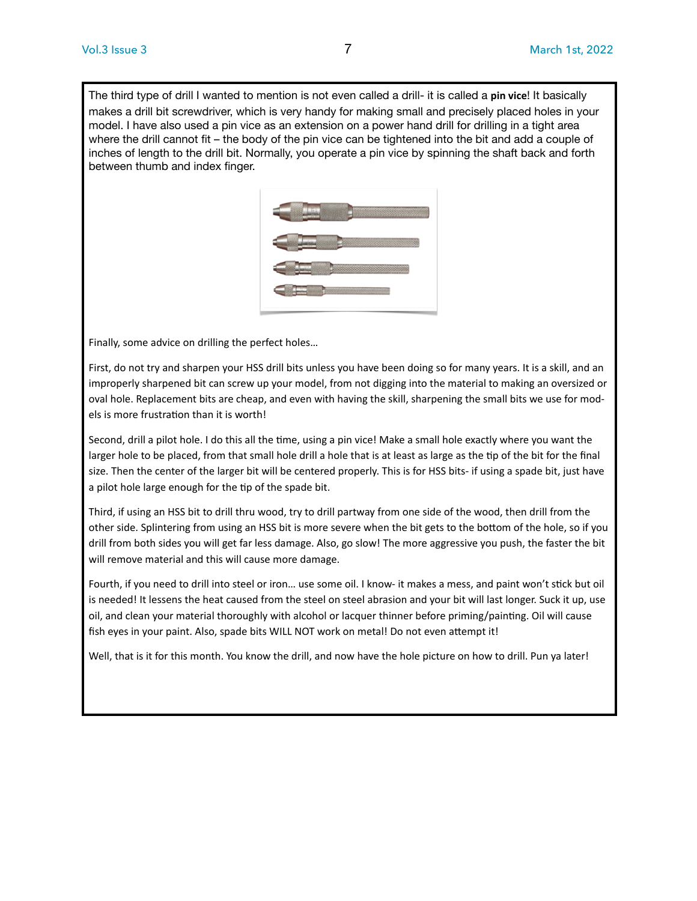The third type of drill I wanted to mention is not even called a drill- it is called a **pin vice**! It basically makes a drill bit screwdriver, which is very handy for making small and precisely placed holes in your model. I have also used a pin vice as an extension on a power hand drill for drilling in a tight area where the drill cannot fit – the body of the pin vice can be tightened into the bit and add a couple of inches of length to the drill bit. Normally, you operate a pin vice by spinning the shaft back and forth between thumb and index finger.

Finally, some advice on drilling the perfect holes…

First, do not try and sharpen your HSS drill bits unless you have been doing so for many years. It is a skill, and an improperly sharpened bit can screw up your model, from not digging into the material to making an oversized or oval hole. Replacement bits are cheap, and even with having the skill, sharpening the small bits we use for models is more frustration than it is worth!

Second, drill a pilot hole. I do this all the time, using a pin vice! Make a small hole exactly where you want the larger hole to be placed, from that small hole drill a hole that is at least as large as the tip of the bit for the final size. Then the center of the larger bit will be centered properly. This is for HSS bits- if using a spade bit, just have a pilot hole large enough for the tip of the spade bit.

Third, if using an HSS bit to drill thru wood, try to drill partway from one side of the wood, then drill from the other side. Splintering from using an HSS bit is more severe when the bit gets to the bottom of the hole, so if you drill from both sides you will get far less damage. Also, go slow! The more aggressive you push, the faster the bit will remove material and this will cause more damage.

Fourth, if you need to drill into steel or iron… use some oil. I know- it makes a mess, and paint won't stick but oil is needed! It lessens the heat caused from the steel on steel abrasion and your bit will last longer. Suck it up, use oil, and clean your material thoroughly with alcohol or lacquer thinner before priming/painting. Oil will cause fish eyes in your paint. Also, spade bits WILL NOT work on metal! Do not even attempt it!

Well, that is it for this month. You know the drill, and now have the hole picture on how to drill. Pun ya later!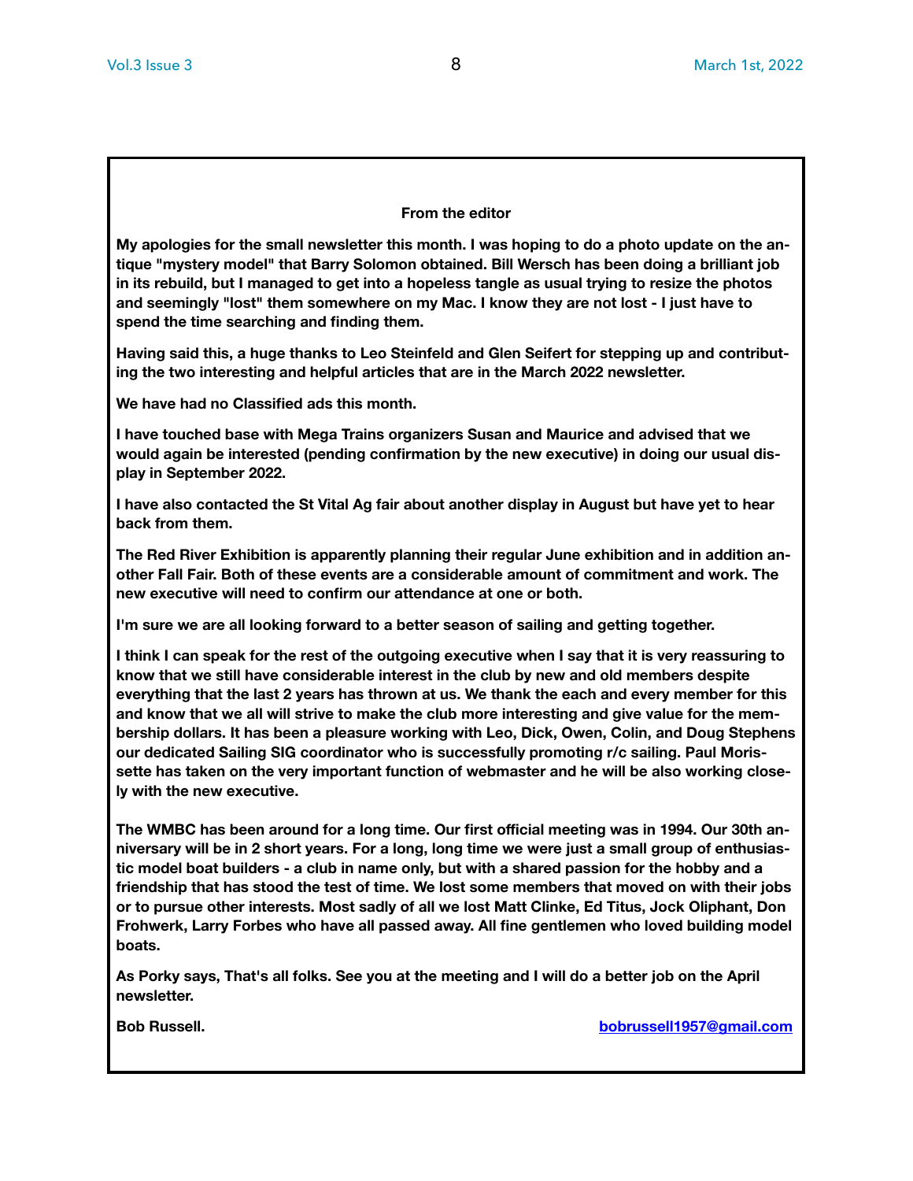**From the editor**

My apologies for the small newsletter this month. I was hoping to do a photo update on the antique "mystery model" that Barry Solomon obtained. Bill Wersch has been doing a brilliant job in its rebuild, but I managed to get into a hopeless tangle as usual trying to resize the photos and seemingly "lost" them somewhere on my Mac. I know they are not lost - I just have to spend the time searching and finding them.

Having said this, a huge thanks to Leo Steinfeld and Glen Seifert for stepping up and contributing the two interesting and helpful articles that are in the March 2022 newsletter.

We have had no Classified ads this month.

I have touched base with Mega Trains organizers Susan and Maurice and advised that we would again be interested (pending confirmation by the new executive) in doing our usual display in September 2022.

I have also contacted the St Vital Ag fair about another display in August but have yet to hear back from them.

The Red River Exhibition is apparently planning their regular June exhibition and in addition another Fall Fair. Both of these events are a considerable amount of commitment and work. The new executive will need to confirm our attendance at one or both.

I'm sure we are all looking forward to a better season of sailing and getting together.

I think I can speak for the rest of the outgoing executive when I say that it is very reassuring to know that we still have considerable interest in the club by new and old members despite everything that the last 2 years has thrown at us. We thank the each and every member for this and know that we all will strive to make the club more interesting and give value for the membership dollars. It has been a pleasure working with Leo, Dick, Owen, Colin, and Doug Stephens our dedicated Sailing SIG coordinator who is successfully promoting r/c sailing. Paul Morissette has taken on the very important function of webmaster and he will be also working closely with the new executive.

The WMBC has been around for a long time. Our first official meeting was in 1994. Our 30th anniversary will be in 2 short years. For a long, long time we were just a small group of enthusiastic model boat builders - a club in name only, but with a shared passion for the hobby and a friendship that has stood the test of time. We lost some members that moved on with their jobs or to pursue other interests. Most sadly of all we lost Matt Clinke, Ed Titus, Jock Oliphant, Don Frohwerk, Larry Forbes who have all passed away. All fine gentlemen who loved building model boats.

As Porky says, That's all folks. See you at the meeting and I will do a better job on the April newsletter.

Bob Russell. bobrussell1957@gmail.com